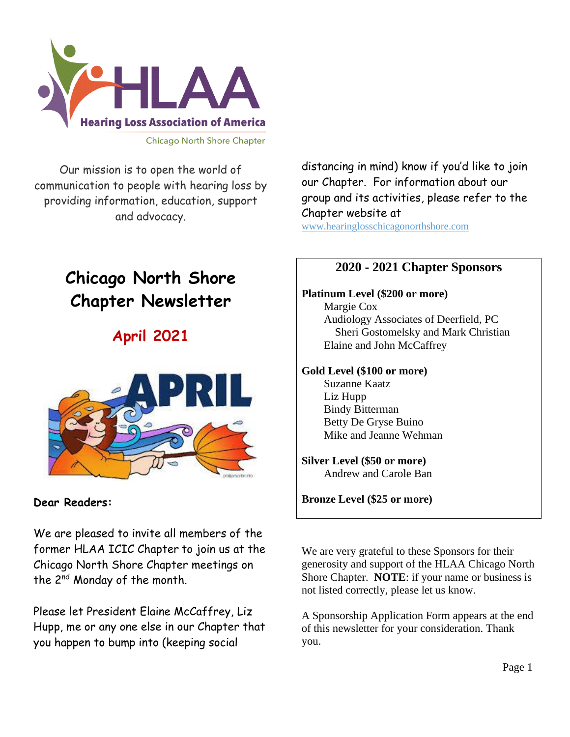Hearing Loss Association of America

Chicago North Shore Chapter

Our mission is to open the world of communication to people with hearing loss by providing information, education, support and advocacy.

# Chicago North Shore Chapter Newsletter

## April 2021

**Dear Readers:**

We are pleased to invite all members of the former HLAA ICIC Chapter to join us at the Chicago North Shore Chapter meetings on the 2nd Monday of the month.

Please let President Elaine McCaffrey, Liz Hupp, me or any one else in our Chapter that you happen to bump into (keeping social distancing in mind) know if you'd like to join our Chapter. For information about our group and its activities, please refer to the Chapter website at www.hearinglosschicagonorthshore.com

### 2020 - 2021 Chapter Sponsors

**Platinum Level ($200 or more)**

- Margie Cox
- Audiology Associates of Deerfield, PC
  - Sheri Gostomelsky and Mark Christian
- Elaine and John McCaffrey

**Gold Level ($100 or more)**

- Suzanne Kaatz
- Liz Hupp
- Bindy Bitterman
- Betty De Gryse Buino
- Mike and Jeanne Wehman

**Silver Level ($50 or more)**

- Andrew and Carole Ban

**Bronze Level ($25 or more)**

We are very grateful to these Sponsors for their generosity and support of the HLAA Chicago North Shore Chapter. **NOTE**: if your name or business is not listed correctly, please let us know.

A Sponsorship Application Form appears at the end of this newsletter for your consideration. Thank you.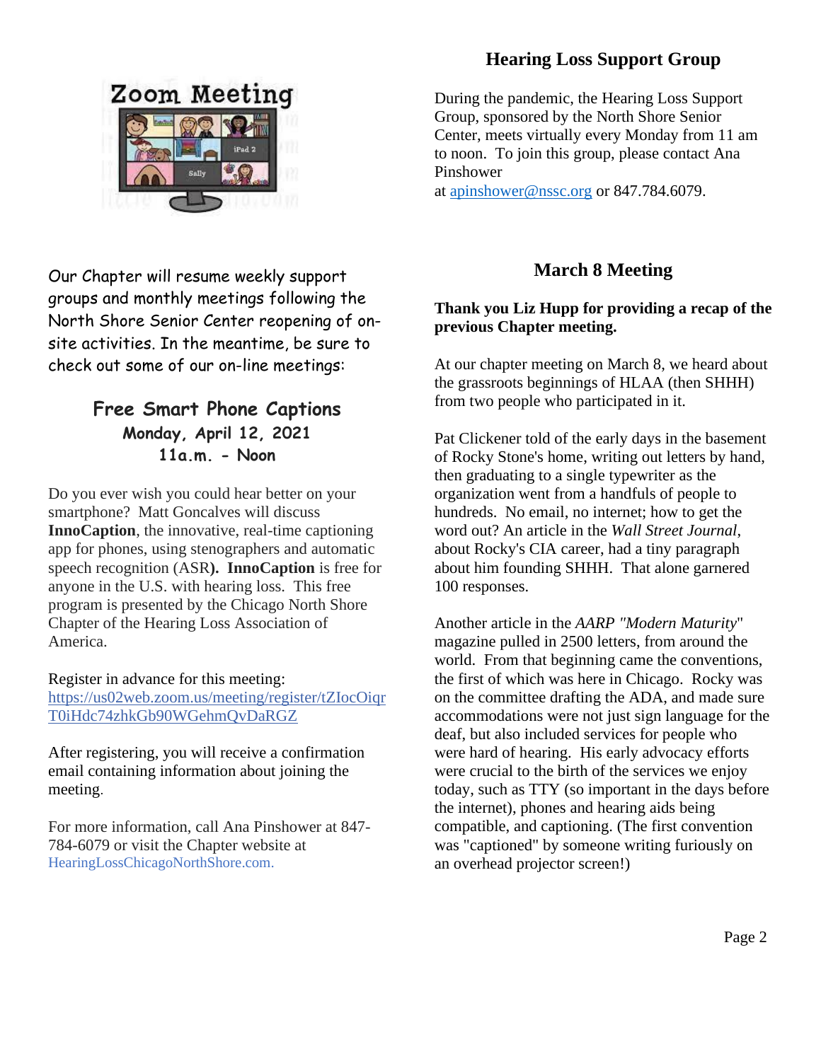Our Chapter will resume weekly support groups and monthly meetings following the North Shore Senior Center reopening of on-site activities. In the meantime, be sure to check out some of our on-line meetings:

## Free Smart Phone Captions

**Monday, April 12, 2021**

**11a.m. - Noon**

Do you ever wish you could hear better on your smartphone? Matt Goncalves will discuss **InnoCaption**, the innovative, real-time captioning app for phones, using stenographers and automatic speech recognition (ASR**). InnoCaption** is free for anyone in the U.S. with hearing loss. This free program is presented by the Chicago North Shore Chapter of the Hearing Loss Association of America.

Register in advance for this meeting:
https://us02web.zoom.us/meeting/register/tZIocOiqrT0iHdc74zhkGb90WGehmQvDaRGZ

After registering, you will receive a confirmation email containing information about joining the meeting.

For more information, call Ana Pinshower at 847-784-6079 or visit the Chapter website at HearingLossChicagoNorthShore.com.

## Hearing Loss Support Group

During the pandemic, the Hearing Loss Support Group, sponsored by the North Shore Senior Center, meets virtually every Monday from 11 am to noon. To join this group, please contact Ana Pinshower at apinshower@nssc.org or 847.784.6079.

## March 8 Meeting

**Thank you Liz Hupp for providing a recap of the previous Chapter meeting.**

At our chapter meeting on March 8, we heard about the grassroots beginnings of HLAA (then SHHH) from two people who participated in it.

Pat Clickener told of the early days in the basement of Rocky Stone's home, writing out letters by hand, then graduating to a single typewriter as the organization went from a handfuls of people to hundreds. No email, no internet; how to get the word out? An article in the *Wall Street Journal*, about Rocky's CIA career, had a tiny paragraph about him founding SHHH. That alone garnered 100 responses.

Another article in the *AARP "Modern Maturity*" magazine pulled in 2500 letters, from around the world. From that beginning came the conventions, the first of which was here in Chicago. Rocky was on the committee drafting the ADA, and made sure accommodations were not just sign language for the deaf, but also included services for people who were hard of hearing. His early advocacy efforts were crucial to the birth of the services we enjoy today, such as TTY (so important in the days before the internet), phones and hearing aids being compatible, and captioning. (The first convention was "captioned" by someone writing furiously on an overhead projector screen!)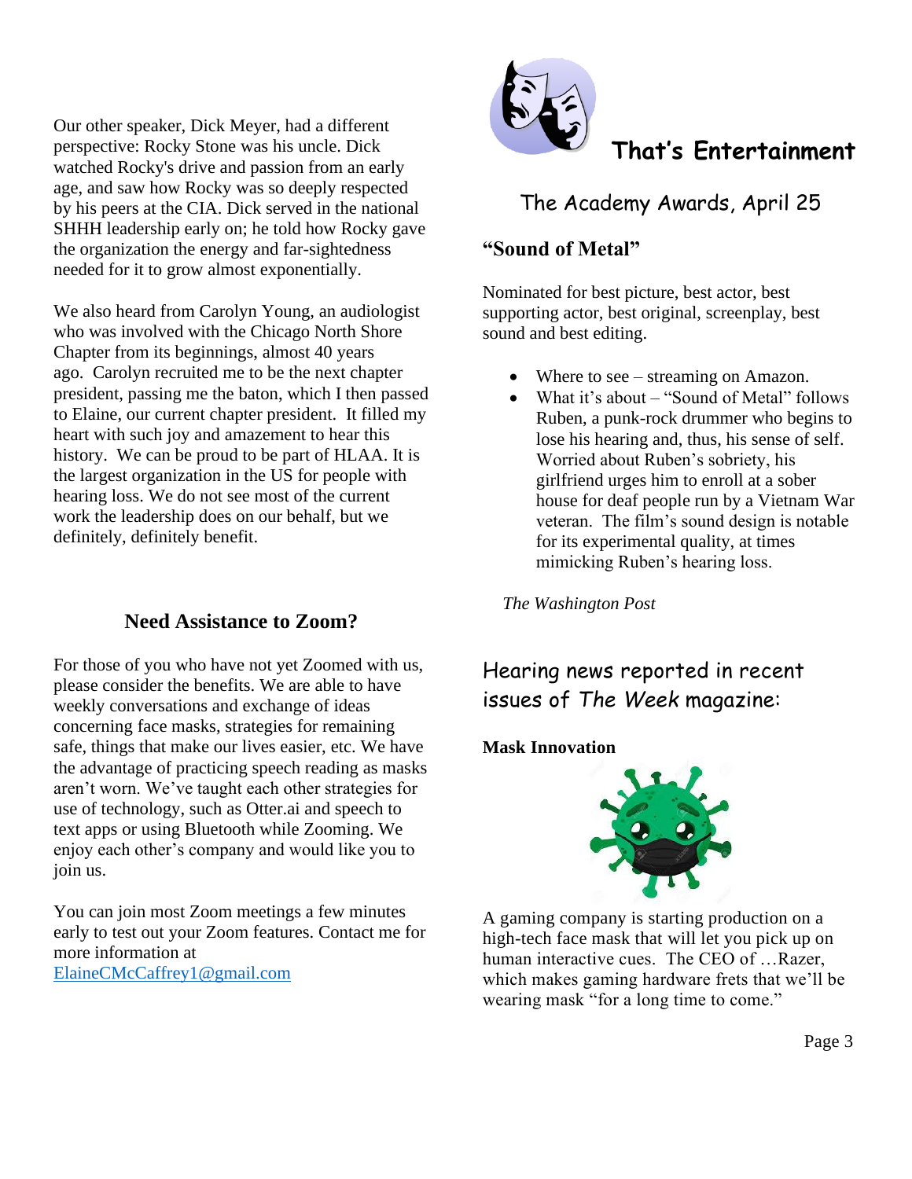Our other speaker, Dick Meyer, had a different perspective: Rocky Stone was his uncle. Dick watched Rocky's drive and passion from an early age, and saw how Rocky was so deeply respected by his peers at the CIA. Dick served in the national SHHH leadership early on; he told how Rocky gave the organization the energy and far-sightedness needed for it to grow almost exponentially.

We also heard from Carolyn Young, an audiologist who was involved with the Chicago North Shore Chapter from its beginnings, almost 40 years ago. Carolyn recruited me to be the next chapter president, passing me the baton, which I then passed to Elaine, our current chapter president. It filled my heart with such joy and amazement to hear this history. We can be proud to be part of HLAA. It is the largest organization in the US for people with hearing loss. We do not see most of the current work the leadership does on our behalf, but we definitely, definitely benefit.

### Need Assistance to Zoom?

For those of you who have not yet Zoomed with us, please consider the benefits. We are able to have weekly conversations and exchange of ideas concerning face masks, strategies for remaining safe, things that make our lives easier, etc. We have the advantage of practicing speech reading as masks aren't worn. We've taught each other strategies for use of technology, such as Otter.ai and speech to text apps or using Bluetooth while Zooming. We enjoy each other's company and would like you to join us.

You can join most Zoom meetings a few minutes early to test out your Zoom features. Contact me for more information at ElaineCMcCaffrey1@gmail.com

## That's Entertainment

### The Academy Awards, April 25

### "Sound of Metal"

Nominated for best picture, best actor, best supporting actor, best original, screenplay, best sound and best editing.

- Where to see – streaming on Amazon.
- What it's about – "Sound of Metal" follows Ruben, a punk-rock drummer who begins to lose his hearing and, thus, his sense of self. Worried about Ruben's sobriety, his girlfriend urges him to enroll at a sober house for deaf people run by a Vietnam War veteran. The film's sound design is notable for its experimental quality, at times mimicking Ruben's hearing loss.

*The Washington Post*

## Hearing news reported in recent issues of *The Week* magazine:

**Mask Innovation**

A gaming company is starting production on a high-tech face mask that will let you pick up on human interactive cues. The CEO of …Razer, which makes gaming hardware frets that we'll be wearing mask "for a long time to come."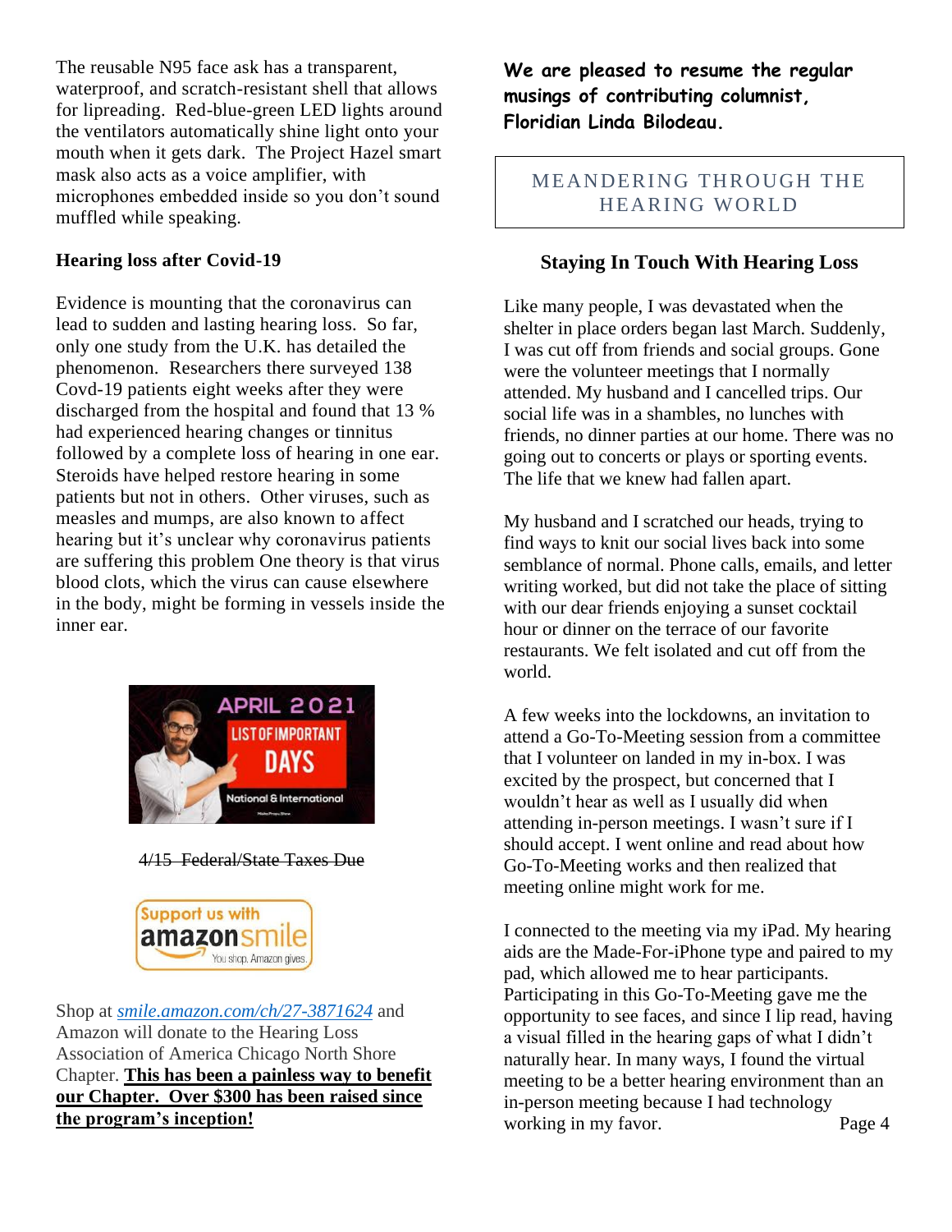The reusable N95 face ask has a transparent, waterproof, and scratch-resistant shell that allows for lipreading. Red-blue-green LED lights around the ventilators automatically shine light onto your mouth when it gets dark. The Project Hazel smart mask also acts as a voice amplifier, with microphones embedded inside so you don't sound muffled while speaking.

**Hearing loss after Covid-19**

Evidence is mounting that the coronavirus can lead to sudden and lasting hearing loss. So far, only one study from the U.K. has detailed the phenomenon. Researchers there surveyed 138 Covd-19 patients eight weeks after they were discharged from the hospital and found that 13 % had experienced hearing changes or tinnitus followed by a complete loss of hearing in one ear. Steroids have helped restore hearing in some patients but not in others. Other viruses, such as measles and mumps, are also known to affect hearing but it's unclear why coronavirus patients are suffering this problem One theory is that virus blood clots, which the virus can cause elsewhere in the body, might be forming in vessels inside the inner ear.

APRIL 2021 LIST OF IMPORTANT DAYS National & International

~~4/15 Federal/State Taxes Due~~

Support us with amazonsmile You shop. Amazon gives.

Shop at *smile.amazon.com/ch/27-3871624* and Amazon will donate to the Hearing Loss Association of America Chicago North Shore Chapter. **This has been a painless way to benefit our Chapter. Over $300 has been raised since the program's inception!**

**We are pleased to resume the regular musings of contributing columnist, Floridian Linda Bilodeau.**

## MEANDERING THROUGH THE HEARING WORLD

### Staying In Touch With Hearing Loss

Like many people, I was devastated when the shelter in place orders began last March. Suddenly, I was cut off from friends and social groups. Gone were the volunteer meetings that I normally attended. My husband and I cancelled trips. Our social life was in a shambles, no lunches with friends, no dinner parties at our home. There was no going out to concerts or plays or sporting events. The life that we knew had fallen apart.

My husband and I scratched our heads, trying to find ways to knit our social lives back into some semblance of normal. Phone calls, emails, and letter writing worked, but did not take the place of sitting with our dear friends enjoying a sunset cocktail hour or dinner on the terrace of our favorite restaurants. We felt isolated and cut off from the world.

A few weeks into the lockdowns, an invitation to attend a Go-To-Meeting session from a committee that I volunteer on landed in my in-box. I was excited by the prospect, but concerned that I wouldn't hear as well as I usually did when attending in-person meetings. I wasn't sure if I should accept. I went online and read about how Go-To-Meeting works and then realized that meeting online might work for me.

I connected to the meeting via my iPad. My hearing aids are the Made-For-iPhone type and paired to my pad, which allowed me to hear participants. Participating in this Go-To-Meeting gave me the opportunity to see faces, and since I lip read, having a visual filled in the hearing gaps of what I didn't naturally hear. In many ways, I found the virtual meeting to be a better hearing environment than an in-person meeting because I had technology working in my favor.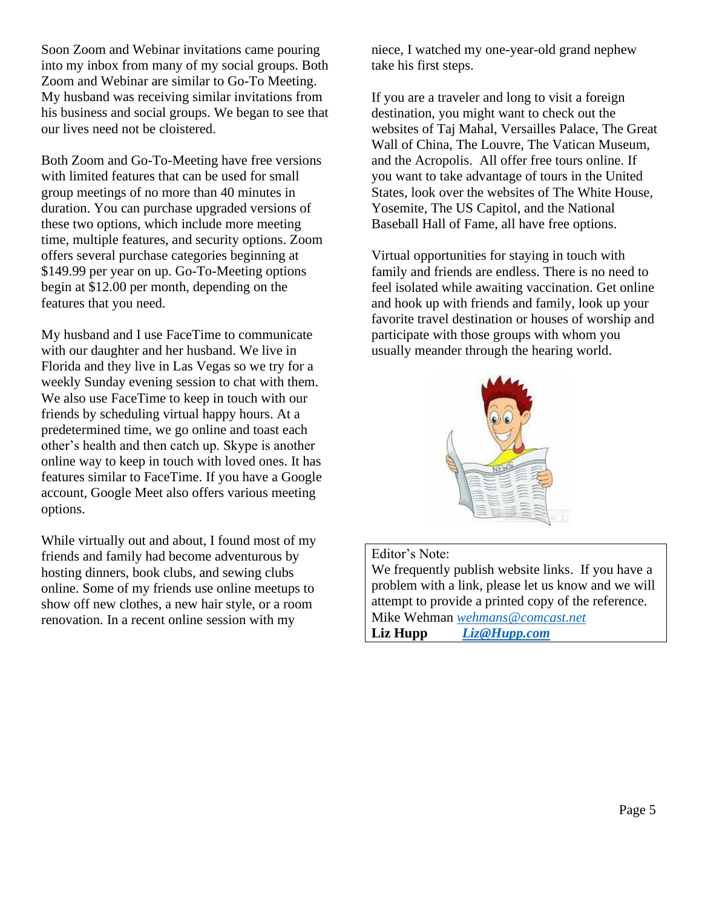Soon Zoom and Webinar invitations came pouring into my inbox from many of my social groups. Both Zoom and Webinar are similar to Go-To Meeting. My husband was receiving similar invitations from his business and social groups. We began to see that our lives need not be cloistered.

Both Zoom and Go-To-Meeting have free versions with limited features that can be used for small group meetings of no more than 40 minutes in duration. You can purchase upgraded versions of these two options, which include more meeting time, multiple features, and security options. Zoom offers several purchase categories beginning at $149.99 per year on up. Go-To-Meeting options begin at $12.00 per month, depending on the features that you need.

My husband and I use FaceTime to communicate with our daughter and her husband. We live in Florida and they live in Las Vegas so we try for a weekly Sunday evening session to chat with them. We also use FaceTime to keep in touch with our friends by scheduling virtual happy hours. At a predetermined time, we go online and toast each other's health and then catch up. Skype is another online way to keep in touch with loved ones. It has features similar to FaceTime. If you have a Google account, Google Meet also offers various meeting options.

While virtually out and about, I found most of my friends and family had become adventurous by hosting dinners, book clubs, and sewing clubs online. Some of my friends use online meetups to show off new clothes, a new hair style, or a room renovation. In a recent online session with my niece, I watched my one-year-old grand nephew take his first steps.

If you are a traveler and long to visit a foreign destination, you might want to check out the websites of Taj Mahal, Versailles Palace, The Great Wall of China, The Louvre, The Vatican Museum, and the Acropolis. All offer free tours online. If you want to take advantage of tours in the United States, look over the websites of The White House, Yosemite, The US Capitol, and the National Baseball Hall of Fame, all have free options.

Virtual opportunities for staying in touch with family and friends are endless. There is no need to feel isolated while awaiting vaccination. Get online and hook up with friends and family, look up your favorite travel destination or houses of worship and participate with those groups with whom you usually meander through the hearing world.

Editor's Note:
We frequently publish website links. If you have a problem with a link, please let us know and we will attempt to provide a printed copy of the reference.
Mike Wehman *wehmans@comcast.net*
**Liz Hupp** ***Liz@Hupp.com***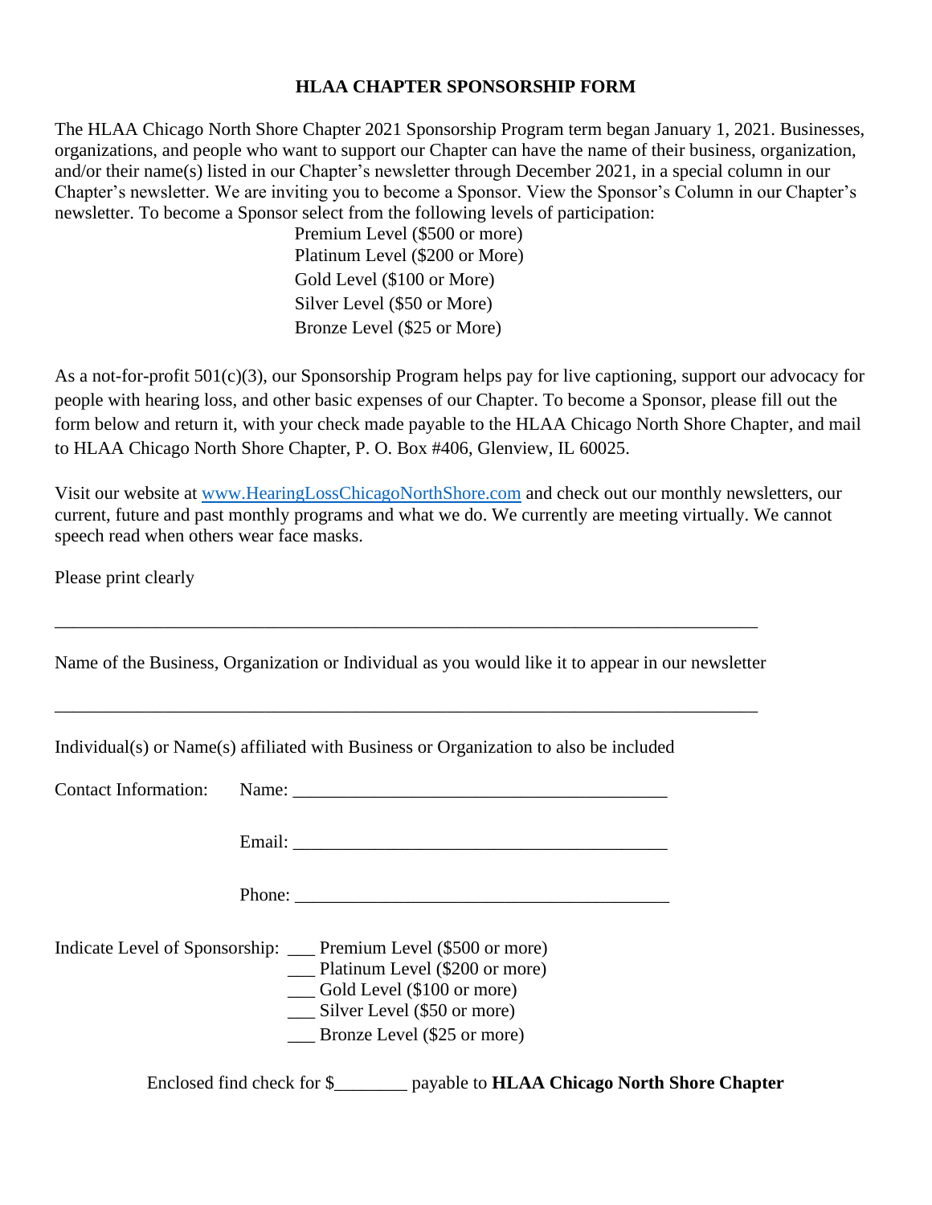# HLAA CHAPTER SPONSORSHIP FORM

The HLAA Chicago North Shore Chapter 2021 Sponsorship Program term began January 1, 2021. Businesses, organizations, and people who want to support our Chapter can have the name of their business, organization, and/or their name(s) listed in our Chapter's newsletter through December 2021, in a special column in our Chapter's newsletter. We are inviting you to become a Sponsor. View the Sponsor's Column in our Chapter's newsletter. To become a Sponsor select from the following levels of participation:

Premium Level ($500 or more)
Platinum Level ($200 or More)
Gold Level ($100 or More)
Silver Level ($50 or More)
Bronze Level ($25 or More)

As a not-for-profit 501(c)(3), our Sponsorship Program helps pay for live captioning, support our advocacy for people with hearing loss, and other basic expenses of our Chapter. To become a Sponsor, please fill out the form below and return it, with your check made payable to the HLAA Chicago North Shore Chapter, and mail to HLAA Chicago North Shore Chapter, P. O. Box #406, Glenview, IL 60025.

Visit our website at [www.HearingLossChicagoNorthShore.com](http://www.HearingLossChicagoNorthShore.com) and check out our monthly newsletters, our current, future and past monthly programs and what we do. We currently are meeting virtually. We cannot speech read when others wear face masks.

Please print clearly

_______________________________________________________________________________

Name of the Business, Organization or Individual as you would like it to appear in our newsletter

_______________________________________________________________________________

Individual(s) or Name(s) affiliated with Business or Organization to also be included

Contact Information: Name: __________________________________________

Email: __________________________________________

Phone: __________________________________________

Indicate Level of Sponsorship:
___ Premium Level ($500 or more)
___ Platinum Level ($200 or more)
___ Gold Level ($100 or more)
___ Silver Level ($50 or more)
___ Bronze Level ($25 or more)

Enclosed find check for $________ payable to **HLAA Chicago North Shore Chapter**